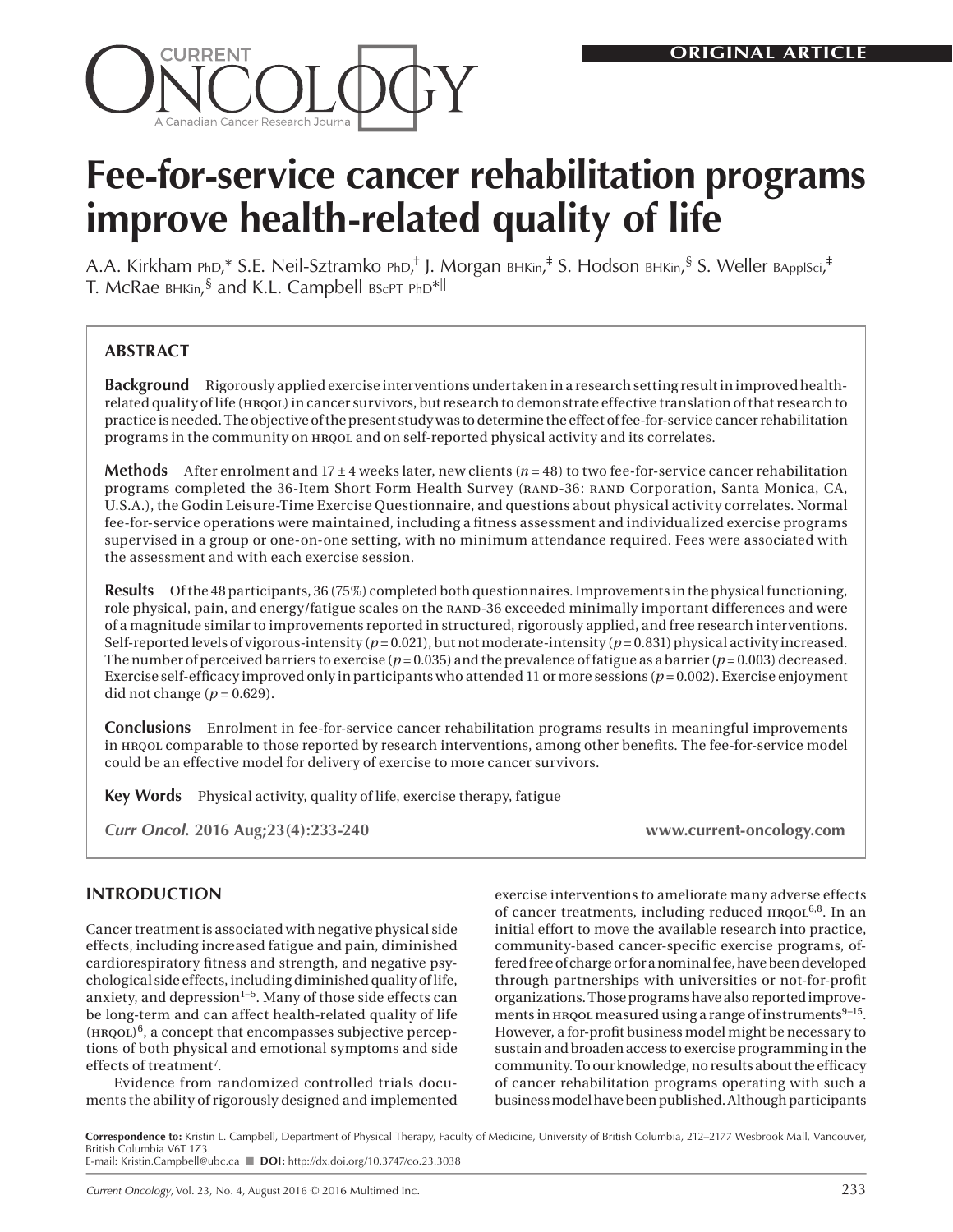ORIGINAL ARTICLE

# Fee-for-service cancer rehabilitation programs improve health-related quality of life

A.A. Kirkham PhD,* S.E. Neil-Sztramko PhD,† J. Morgan BHKin,‡ S. Hodson BHKin,§ S. Weller BApplSci,‡ T. McRae BHKin,§ and K.L. Campbell BScPT PhD*||

## ABSTRACT

**Background** Rigorously applied exercise interventions undertaken in a research setting result in improved health-related quality of life (HRQOL) in cancer survivors, but research to demonstrate effective translation of that research to practice is needed. The objective of the present study was to determine the effect of fee-for-service cancer rehabilitation programs in the community on HRQOL and on self-reported physical activity and its correlates.

**Methods** After enrolment and 17 ± 4 weeks later, new clients ($n = 48$) to two fee-for-service cancer rehabilitation programs completed the 36-Item Short Form Health Survey (RAND-36: RAND Corporation, Santa Monica, CA, U.S.A.), the Godin Leisure-Time Exercise Questionnaire, and questions about physical activity correlates. Normal fee-for-service operations were maintained, including a fitness assessment and individualized exercise programs supervised in a group or one-on-one setting, with no minimum attendance required. Fees were associated with the assessment and with each exercise session.

**Results** Of the 48 participants, 36 (75%) completed both questionnaires. Improvements in the physical functioning, role physical, pain, and energy/fatigue scales on the RAND-36 exceeded minimally important differences and were of a magnitude similar to improvements reported in structured, rigorously applied, and free research interventions. Self-reported levels of vigorous-intensity ($p = 0.021$), but not moderate-intensity ($p = 0.831$) physical activity increased. The number of perceived barriers to exercise ($p = 0.035$) and the prevalence of fatigue as a barrier ($p = 0.003$) decreased. Exercise self-efficacy improved only in participants who attended 11 or more sessions ($p = 0.002$). Exercise enjoyment did not change ($p = 0.629$).

**Conclusions** Enrolment in fee-for-service cancer rehabilitation programs results in meaningful improvements in HRQOL comparable to those reported by research interventions, among other benefits. The fee-for-service model could be an effective model for delivery of exercise to more cancer survivors.

**Key Words** Physical activity, quality of life, exercise therapy, fatigue

*Curr Oncol.* **2016 Aug;23(4):233-240** www.current-oncology.com

## INTRODUCTION

Cancer treatment is associated with negative physical side effects, including increased fatigue and pain, diminished cardiorespiratory fitness and strength, and negative psychological side effects, including diminished quality of life, anxiety, and depression[1–5]. Many of those side effects can be long-term and can affect health-related quality of life (HRQOL)[6], a concept that encompasses subjective perceptions of both physical and emotional symptoms and side effects of treatment[7].

Evidence from randomized controlled trials documents the ability of rigorously designed and implemented exercise interventions to ameliorate many adverse effects of cancer treatments, including reduced HRQOL[6,8]. In an initial effort to move the available research into practice, community-based cancer-specific exercise programs, offered free of charge or for a nominal fee, have been developed through partnerships with universities or not-for-profit organizations. Those programs have also reported improvements in HRQOL measured using a range of instruments[9–15]. However, a for-profit business model might be necessary to sustain and broaden access to exercise programming in the community. To our knowledge, no results about the efficacy of cancer rehabilitation programs operating with such a business model have been published. Although participants

**Correspondence to:** Kristin L. Campbell, Department of Physical Therapy, Faculty of Medicine, University of British Columbia, 212–2177 Wesbrook Mall, Vancouver, British Columbia V6T 1Z3.
E-mail: Kristin.Campbell@ubc.ca ■ **DOI:** http://dx.doi.org/10.3747/co.23.3038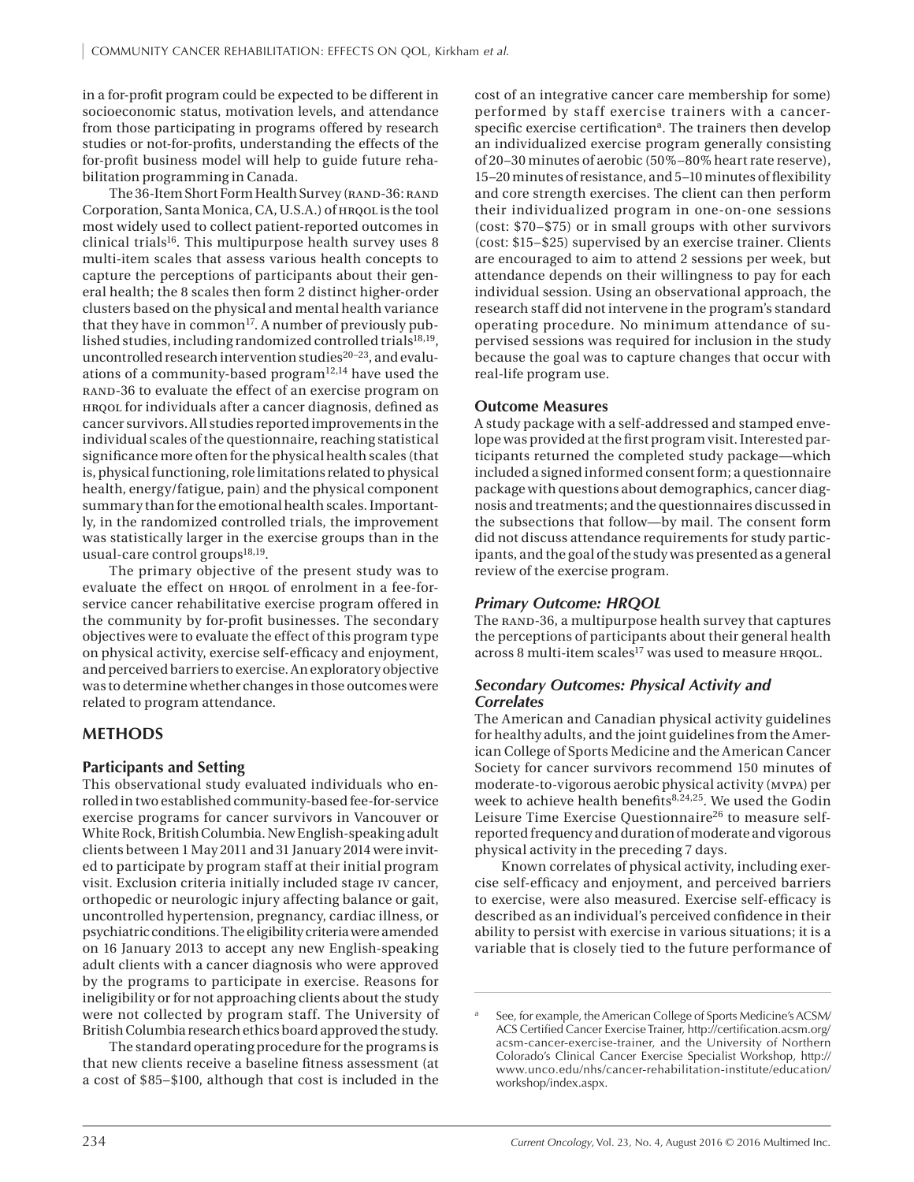in a for-profit program could be expected to be different in socioeconomic status, motivation levels, and attendance from those participating in programs offered by research studies or not-for-profits, understanding the effects of the for-profit business model will help to guide future rehabilitation programming in Canada.

The 36-Item Short Form Health Survey (RAND-36: RAND Corporation, Santa Monica, CA, U.S.A.) of HRQOL is the tool most widely used to collect patient-reported outcomes in clinical trials[16]. This multipurpose health survey uses 8 multi-item scales that assess various health concepts to capture the perceptions of participants about their general health; the 8 scales then form 2 distinct higher-order clusters based on the physical and mental health variance that they have in common[17]. A number of previously published studies, including randomized controlled trials[18,19], uncontrolled research intervention studies[20–23], and evaluations of a community-based program[12,14] have used the RAND-36 to evaluate the effect of an exercise program on HRQOL for individuals after a cancer diagnosis, defined as cancer survivors. All studies reported improvements in the individual scales of the questionnaire, reaching statistical significance more often for the physical health scales (that is, physical functioning, role limitations related to physical health, energy/fatigue, pain) and the physical component summary than for the emotional health scales. Importantly, in the randomized controlled trials, the improvement was statistically larger in the exercise groups than in the usual-care control groups[18,19].

The primary objective of the present study was to evaluate the effect on HRQOL of enrolment in a fee-for-service cancer rehabilitative exercise program offered in the community by for-profit businesses. The secondary objectives were to evaluate the effect of this program type on physical activity, exercise self-efficacy and enjoyment, and perceived barriers to exercise. An exploratory objective was to determine whether changes in those outcomes were related to program attendance.

## METHODS

### Participants and Setting

This observational study evaluated individuals who enrolled in two established community-based fee-for-service exercise programs for cancer survivors in Vancouver or White Rock, British Columbia. New English-speaking adult clients between 1 May 2011 and 31 January 2014 were invited to participate by program staff at their initial program visit. Exclusion criteria initially included stage IV cancer, orthopedic or neurologic injury affecting balance or gait, uncontrolled hypertension, pregnancy, cardiac illness, or psychiatric conditions. The eligibility criteria were amended on 16 January 2013 to accept any new English-speaking adult clients with a cancer diagnosis who were approved by the programs to participate in exercise. Reasons for ineligibility or for not approaching clients about the study were not collected by program staff. The University of British Columbia research ethics board approved the study.

The standard operating procedure for the programs is that new clients receive a baseline fitness assessment (at a cost of \$85–\$100, although that cost is included in the cost of an integrative cancer care membership for some) performed by staff exercise trainers with a cancer-specific exercise certification[a]. The trainers then develop an individualized exercise program generally consisting of 20–30 minutes of aerobic (50%–80% heart rate reserve), 15–20 minutes of resistance, and 5–10 minutes of flexibility and core strength exercises. The client can then perform their individualized program in one-on-one sessions (cost: \$70–\$75) or in small groups with other survivors (cost: \$15–\$25) supervised by an exercise trainer. Clients are encouraged to aim to attend 2 sessions per week, but attendance depends on their willingness to pay for each individual session. Using an observational approach, the research staff did not intervene in the program's standard operating procedure. No minimum attendance of supervised sessions was required for inclusion in the study because the goal was to capture changes that occur with real-life program use.

### Outcome Measures

A study package with a self-addressed and stamped envelope was provided at the first program visit. Interested participants returned the completed study package—which included a signed informed consent form; a questionnaire package with questions about demographics, cancer diagnosis and treatments; and the questionnaires discussed in the subsections that follow—by mail. The consent form did not discuss attendance requirements for study participants, and the goal of the study was presented as a general review of the exercise program.

#### *Primary Outcome: HRQOL*

The RAND-36, a multipurpose health survey that captures the perceptions of participants about their general health across 8 multi-item scales[17] was used to measure HRQOL.

#### *Secondary Outcomes: Physical Activity and Correlates*

The American and Canadian physical activity guidelines for healthy adults, and the joint guidelines from the American College of Sports Medicine and the American Cancer Society for cancer survivors recommend 150 minutes of moderate-to-vigorous aerobic physical activity (MVPA) per week to achieve health benefits[8,24,25]. We used the Godin Leisure Time Exercise Questionnaire[26] to measure self-reported frequency and duration of moderate and vigorous physical activity in the preceding 7 days.

Known correlates of physical activity, including exercise self-efficacy and enjoyment, and perceived barriers to exercise, were also measured. Exercise self-efficacy is described as an individual's perceived confidence in their ability to persist with exercise in various situations; it is a variable that is closely tied to the future performance of

[a] See, for example, the American College of Sports Medicine's ACSM/ACS Certified Cancer Exercise Trainer, http://certification.acsm.org/acsm-cancer-exercise-trainer, and the University of Northern Colorado's Clinical Cancer Exercise Specialist Workshop, http://www.unco.edu/nhs/cancer-rehabilitation-institute/education/workshop/index.aspx.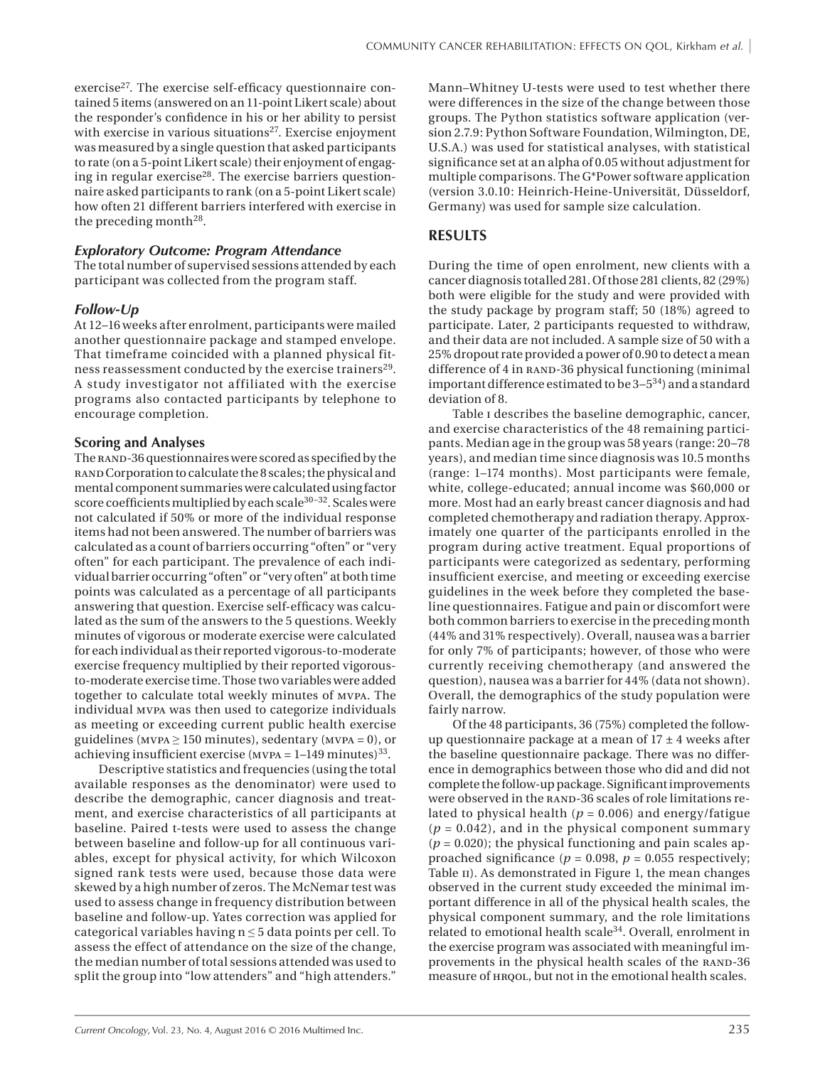exercise[27]. The exercise self-efficacy questionnaire contained 5 items (answered on an 11-point Likert scale) about the responder's confidence in his or her ability to persist with exercise in various situations[27]. Exercise enjoyment was measured by a single question that asked participants to rate (on a 5-point Likert scale) their enjoyment of engaging in regular exercise[28]. The exercise barriers questionnaire asked participants to rank (on a 5-point Likert scale) how often 21 different barriers interfered with exercise in the preceding month[28].

### *Exploratory Outcome: Program Attendance*

The total number of supervised sessions attended by each participant was collected from the program staff.

### *Follow-Up*

At 12–16 weeks after enrolment, participants were mailed another questionnaire package and stamped envelope. That timeframe coincided with a planned physical fitness reassessment conducted by the exercise trainers[29]. A study investigator not affiliated with the exercise programs also contacted participants by telephone to encourage completion.

### Scoring and Analyses

The RAND-36 questionnaires were scored as specified by the RAND Corporation to calculate the 8 scales; the physical and mental component summaries were calculated using factor score coefficients multiplied by each scale[30–32]. Scales were not calculated if 50% or more of the individual response items had not been answered. The number of barriers was calculated as a count of barriers occurring "often" or "very often" for each participant. The prevalence of each individual barrier occurring "often" or "very often" at both time points was calculated as a percentage of all participants answering that question. Exercise self-efficacy was calculated as the sum of the answers to the 5 questions. Weekly minutes of vigorous or moderate exercise were calculated for each individual as their reported vigorous-to-moderate exercise frequency multiplied by their reported vigorous-to-moderate exercise time. Those two variables were added together to calculate total weekly minutes of MVPA. The individual MVPA was then used to categorize individuals as meeting or exceeding current public health exercise guidelines (MVPA ≥ 150 minutes), sedentary (MVPA = 0), or achieving insufficient exercise (MVPA = 1–149 minutes)[33].

Descriptive statistics and frequencies (using the total available responses as the denominator) were used to describe the demographic, cancer diagnosis and treatment, and exercise characteristics of all participants at baseline. Paired t-tests were used to assess the change between baseline and follow-up for all continuous variables, except for physical activity, for which Wilcoxon signed rank tests were used, because those data were skewed by a high number of zeros. The McNemar test was used to assess change in frequency distribution between baseline and follow-up. Yates correction was applied for categorical variables having n ≤ 5 data points per cell. To assess the effect of attendance on the size of the change, the median number of total sessions attended was used to split the group into "low attenders" and "high attenders." Mann–Whitney U-tests were used to test whether there were differences in the size of the change between those groups. The Python statistics software application (version 2.7.9: Python Software Foundation, Wilmington, DE, U.S.A.) was used for statistical analyses, with statistical significance set at an alpha of 0.05 without adjustment for multiple comparisons. The G*Power software application (version 3.0.10: Heinrich-Heine-Universität, Düsseldorf, Germany) was used for sample size calculation.

## RESULTS

During the time of open enrolment, new clients with a cancer diagnosis totalled 281. Of those 281 clients, 82 (29%) both were eligible for the study and were provided with the study package by program staff; 50 (18%) agreed to participate. Later, 2 participants requested to withdraw, and their data are not included. A sample size of 50 with a 25% dropout rate provided a power of 0.90 to detect a mean difference of 4 in RAND-36 physical functioning (minimal important difference estimated to be 3–5[34]) and a standard deviation of 8.

Table I describes the baseline demographic, cancer, and exercise characteristics of the 48 remaining participants. Median age in the group was 58 years (range: 20–78 years), and median time since diagnosis was 10.5 months (range: 1–174 months). Most participants were female, white, college-educated; annual income was $60,000 or more. Most had an early breast cancer diagnosis and had completed chemotherapy and radiation therapy. Approximately one quarter of the participants enrolled in the program during active treatment. Equal proportions of participants were categorized as sedentary, performing insufficient exercise, and meeting or exceeding exercise guidelines in the week before they completed the baseline questionnaires. Fatigue and pain or discomfort were both common barriers to exercise in the preceding month (44% and 31% respectively). Overall, nausea was a barrier for only 7% of participants; however, of those who were currently receiving chemotherapy (and answered the question), nausea was a barrier for 44% (data not shown). Overall, the demographics of the study population were fairly narrow.

Of the 48 participants, 36 (75%) completed the follow-up questionnaire package at a mean of 17 ± 4 weeks after the baseline questionnaire package. There was no difference in demographics between those who did and did not complete the follow-up package. Significant improvements were observed in the RAND-36 scales of role limitations related to physical health ($p = 0.006$) and energy/fatigue ($p = 0.042$), and in the physical component summary ($p = 0.020$); the physical functioning and pain scales approached significance ($p = 0.098$, $p = 0.055$ respectively; Table II). As demonstrated in Figure 1, the mean changes observed in the current study exceeded the minimal important difference in all of the physical health scales, the physical component summary, and the role limitations related to emotional health scale[34]. Overall, enrolment in the exercise program was associated with meaningful improvements in the physical health scales of the RAND-36 measure of HRQOL, but not in the emotional health scales.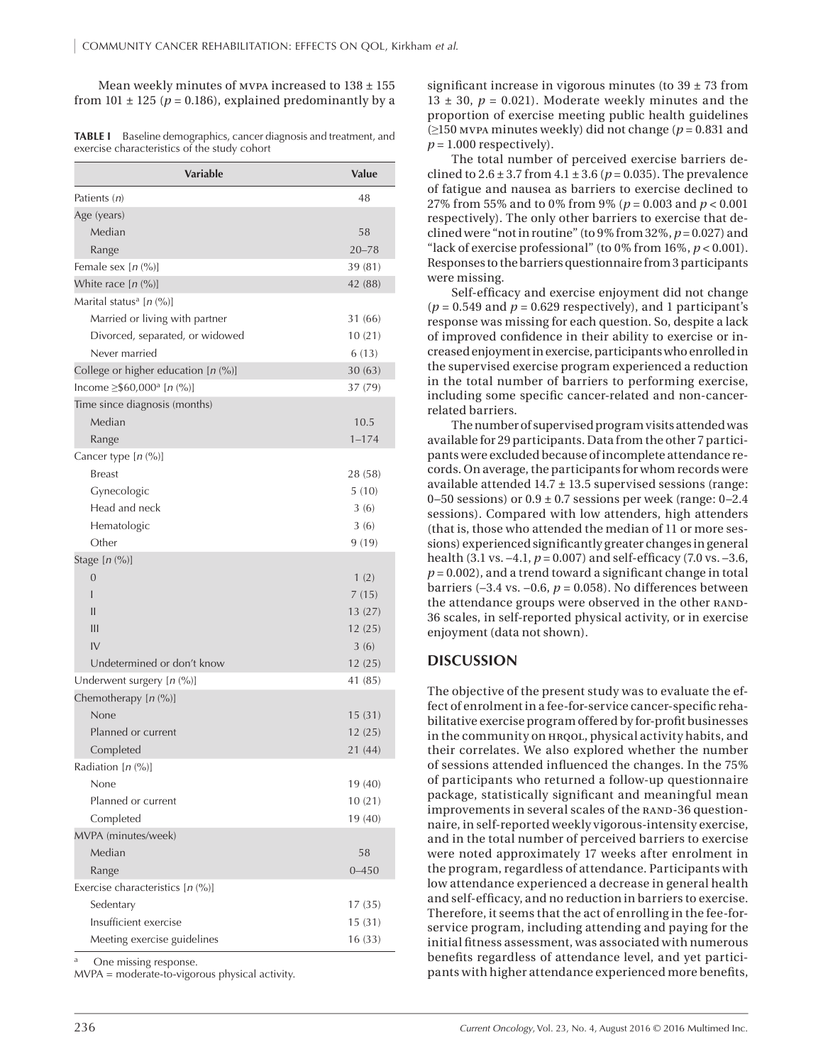Mean weekly minutes of MVPA increased to 138 ± 155 from 101 ± 125 ($p = 0.186$), explained predominantly by a significant increase in vigorous minutes (to 39 ± 73 from 13 ± 30, $p = 0.021$). Moderate weekly minutes and the proportion of exercise meeting public health guidelines (≥150 MVPA minutes weekly) did not change ($p = 0.831$ and $p = 1.000$ respectively).

**TABLE I** Baseline demographics, cancer diagnosis and treatment, and exercise characteristics of the study cohort

| Variable | Value |
|---|---|
| Patients (*n*) | 48 |
| Age (years) | |
| Median | 58 |
| Range | 20–78 |
| Female sex [*n* (%)] | 39 (81) |
| White race [*n* (%)] | 42 (88) |
| Marital status[a] [*n* (%)] | |
| Married or living with partner | 31 (66) |
| Divorced, separated, or widowed | 10 (21) |
| Never married | 6 (13) |
| College or higher education [*n* (%)] | 30 (63) |
| Income ≥$60,000[a] [*n* (%)] | 37 (79) |
| Time since diagnosis (months) | |
| Median | 10.5 |
| Range | 1–174 |
| Cancer type [*n* (%)] | |
| Breast | 28 (58) |
| Gynecologic | 5 (10) |
| Head and neck | 3 (6) |
| Hematologic | 3 (6) |
| Other | 9 (19) |
| Stage [*n* (%)] | |
| 0 | 1 (2) |
| I | 7 (15) |
| II | 13 (27) |
| III | 12 (25) |
| IV | 3 (6) |
| Undetermined or don't know | 12 (25) |
| Underwent surgery [*n* (%)] | 41 (85) |
| Chemotherapy [*n* (%)] | |
| None | 15 (31) |
| Planned or current | 12 (25) |
| Completed | 21 (44) |
| Radiation [*n* (%)] | |
| None | 19 (40) |
| Planned or current | 10 (21) |
| Completed | 19 (40) |
| MVPA (minutes/week) | |
| Median | 58 |
| Range | 0–450 |
| Exercise characteristics [*n* (%)] | |
| Sedentary | 17 (35) |
| Insufficient exercise | 15 (31) |
| Meeting exercise guidelines | 16 (33) |

[a] One missing response.
MVPA = moderate-to-vigorous physical activity.

The total number of perceived exercise barriers declined to 2.6 ± 3.7 from 4.1 ± 3.6 ($p = 0.035$). The prevalence of fatigue and nausea as barriers to exercise declined to 27% from 55% and to 0% from 9% ($p = 0.003$ and $p < 0.001$ respectively). The only other barriers to exercise that declined were "not in routine" (to 9% from 32%, $p = 0.027$) and "lack of exercise professional" (to 0% from 16%, $p < 0.001$). Responses to the barriers questionnaire from 3 participants were missing.

Self-efficacy and exercise enjoyment did not change ($p = 0.549$ and $p = 0.629$ respectively), and 1 participant's response was missing for each question. So, despite a lack of improved confidence in their ability to exercise or increased enjoyment in exercise, participants who enrolled in the supervised exercise program experienced a reduction in the total number of barriers to performing exercise, including some specific cancer-related and non-cancer-related barriers.

The number of supervised program visits attended was available for 29 participants. Data from the other 7 participants were excluded because of incomplete attendance records. On average, the participants for whom records were available attended 14.7 ± 13.5 supervised sessions (range: 0–50 sessions) or 0.9 ± 0.7 sessions per week (range: 0–2.4 sessions). Compared with low attenders, high attenders (that is, those who attended the median of 11 or more sessions) experienced significantly greater changes in general health (3.1 vs. –4.1, $p = 0.007$) and self-efficacy (7.0 vs. –3.6, $p = 0.002$), and a trend toward a significant change in total barriers (–3.4 vs. –0.6, $p = 0.058$). No differences between the attendance groups were observed in the other RAND-36 scales, in self-reported physical activity, or in exercise enjoyment (data not shown).

## DISCUSSION

The objective of the present study was to evaluate the effect of enrolment in a fee-for-service cancer-specific rehabilitative exercise program offered by for-profit businesses in the community on HRQOL, physical activity habits, and their correlates. We also explored whether the number of sessions attended influenced the changes. In the 75% of participants who returned a follow-up questionnaire package, statistically significant and meaningful mean improvements in several scales of the RAND-36 questionnaire, in self-reported weekly vigorous-intensity exercise, and in the total number of perceived barriers to exercise were noted approximately 17 weeks after enrolment in the program, regardless of attendance. Participants with low attendance experienced a decrease in general health and self-efficacy, and no reduction in barriers to exercise. Therefore, it seems that the act of enrolling in the fee-for-service program, including attending and paying for the initial fitness assessment, was associated with numerous benefits regardless of attendance level, and yet participants with higher attendance experienced more benefits,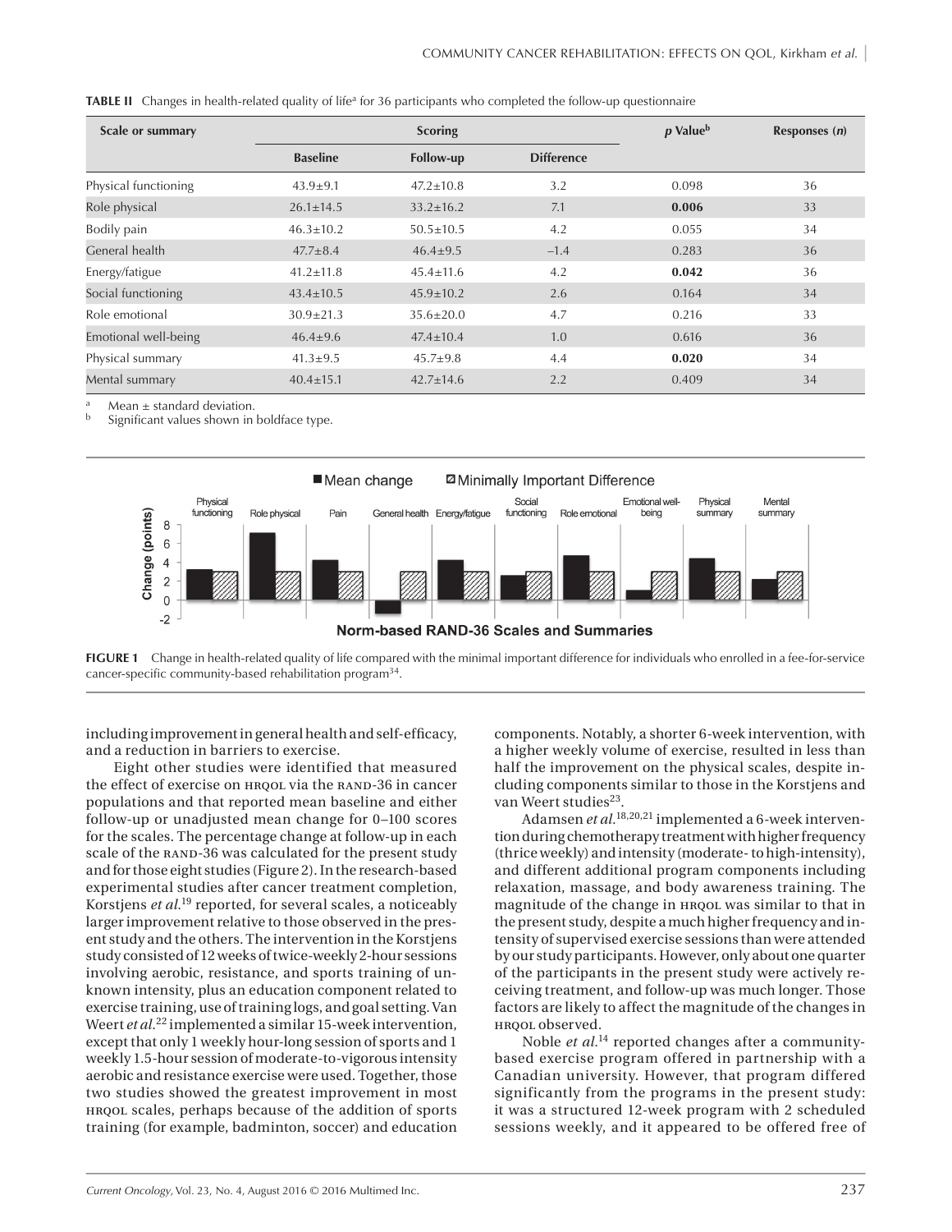**TABLE II** Changes in health-related quality of life[a] for 36 participants who completed the follow-up questionnaire

| Scale or summary | Scoring | | | p Value[b] | Responses (n) |
|---|---|---|---|---|---|
| | Baseline | Follow-up | Difference | | |
| Physical functioning | 43.9±9.1 | 47.2±10.8 | 3.2 | 0.098 | 36 |
| Role physical | 26.1±14.5 | 33.2±16.2 | 7.1 | **0.006** | 33 |
| Bodily pain | 46.3±10.2 | 50.5±10.5 | 4.2 | 0.055 | 34 |
| General health | 47.7±8.4 | 46.4±9.5 | −1.4 | 0.283 | 36 |
| Energy/fatigue | 41.2±11.8 | 45.4±11.6 | 4.2 | **0.042** | 36 |
| Social functioning | 43.4±10.5 | 45.9±10.2 | 2.6 | 0.164 | 34 |
| Role emotional | 30.9±21.3 | 35.6±20.0 | 4.7 | 0.216 | 33 |
| Emotional well-being | 46.4±9.6 | 47.4±10.4 | 1.0 | 0.616 | 36 |
| Physical summary | 41.3±9.5 | 45.7±9.8 | 4.4 | **0.020** | 34 |
| Mental summary | 40.4±15.1 | 42.7±14.6 | 2.2 | 0.409 | 34 |

[a] Mean ± standard deviation.
[b] Significant values shown in boldface type.

**FIGURE 1** Change in health-related quality of life compared with the minimal important difference for individuals who enrolled in a fee-for-service cancer-specific community-based rehabilitation program[34].

including improvement in general health and self-efficacy, and a reduction in barriers to exercise.

Eight other studies were identified that measured the effect of exercise on HRQOL via the RAND-36 in cancer populations and that reported mean baseline and either follow-up or unadjusted mean change for 0–100 scores for the scales. The percentage change at follow-up in each scale of the RAND-36 was calculated for the present study and for those eight studies (Figure 2). In the research-based experimental studies after cancer treatment completion, Korstjens *et al.*[19] reported, for several scales, a noticeably larger improvement relative to those observed in the present study and the others. The intervention in the Korstjens study consisted of 12 weeks of twice-weekly 2-hour sessions involving aerobic, resistance, and sports training of unknown intensity, plus an education component related to exercise training, use of training logs, and goal setting. Van Weert *et al.*[22] implemented a similar 15-week intervention, except that only 1 weekly hour-long session of sports and 1 weekly 1.5-hour session of moderate-to-vigorous intensity aerobic and resistance exercise were used. Together, those two studies showed the greatest improvement in most HRQOL scales, perhaps because of the addition of sports training (for example, badminton, soccer) and education components. Notably, a shorter 6-week intervention, with a higher weekly volume of exercise, resulted in less than half the improvement on the physical scales, despite including components similar to those in the Korstjens and van Weert studies[23].

Adamsen *et al.*[18,20,21] implemented a 6-week intervention during chemotherapy treatment with higher frequency (thrice weekly) and intensity (moderate- to high-intensity), and different additional program components including relaxation, massage, and body awareness training. The magnitude of the change in HRQOL was similar to that in the present study, despite a much higher frequency and intensity of supervised exercise sessions than were attended by our study participants. However, only about one quarter of the participants in the present study were actively receiving treatment, and follow-up was much longer. Those factors are likely to affect the magnitude of the changes in HRQOL observed.

Noble *et al.*[14] reported changes after a community-based exercise program offered in partnership with a Canadian university. However, that program differed significantly from the programs in the present study: it was a structured 12-week program with 2 scheduled sessions weekly, and it appeared to be offered free of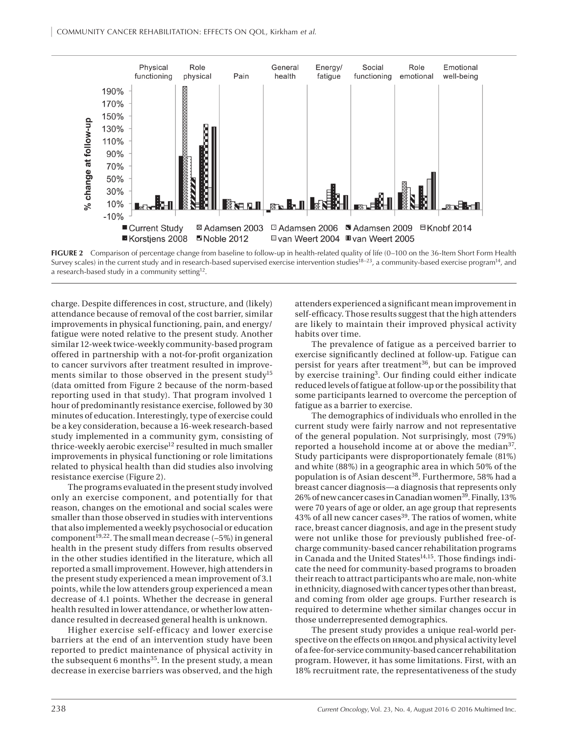**FIGURE 2** Comparison of percentage change from baseline to follow-up in health-related quality of life (0–100 on the 36-Item Short Form Health Survey scales) in the current study and in research-based supervised exercise intervention studies[18–23], a community-based exercise program[14], and a research-based study in a community setting[12].

charge. Despite differences in cost, structure, and (likely) attendance because of removal of the cost barrier, similar improvements in physical functioning, pain, and energy/fatigue were noted relative to the present study. Another similar 12-week twice-weekly community-based program offered in partnership with a not-for-profit organization to cancer survivors after treatment resulted in improvements similar to those observed in the present study[15] (data omitted from Figure 2 because of the norm-based reporting used in that study). That program involved 1 hour of predominantly resistance exercise, followed by 30 minutes of education. Interestingly, type of exercise could be a key consideration, because a 16-week research-based study implemented in a community gym, consisting of thrice-weekly aerobic exercise[12] resulted in much smaller improvements in physical functioning or role limitations related to physical health than did studies also involving resistance exercise (Figure 2).

The programs evaluated in the present study involved only an exercise component, and potentially for that reason, changes on the emotional and social scales were smaller than those observed in studies with interventions that also implemented a weekly psychosocial or education component[19,22]. The small mean decrease (–5%) in general health in the present study differs from results observed in the other studies identified in the literature, which all reported a small improvement. However, high attenders in the present study experienced a mean improvement of 3.1 points, while the low attenders group experienced a mean decrease of 4.1 points. Whether the decrease in general health resulted in lower attendance, or whether low attendance resulted in decreased general health is unknown.

Higher exercise self-efficacy and lower exercise barriers at the end of an intervention study have been reported to predict maintenance of physical activity in the subsequent 6 months[35]. In the present study, a mean decrease in exercise barriers was observed, and the high attenders experienced a significant mean improvement in self-efficacy. Those results suggest that the high attenders are likely to maintain their improved physical activity habits over time.

The prevalence of fatigue as a perceived barrier to exercise significantly declined at follow-up. Fatigue can persist for years after treatment[36], but can be improved by exercise training[3]. Our finding could either indicate reduced levels of fatigue at follow-up or the possibility that some participants learned to overcome the perception of fatigue as a barrier to exercise.

The demographics of individuals who enrolled in the current study were fairly narrow and not representative of the general population. Not surprisingly, most (79%) reported a household income at or above the median[37]. Study participants were disproportionately female (81%) and white (88%) in a geographic area in which 50% of the population is of Asian descent[38]. Furthermore, 58% had a breast cancer diagnosis—a diagnosis that represents only 26% of new cancer cases in Canadian women[39]. Finally, 13% were 70 years of age or older, an age group that represents 43% of all new cancer cases[39]. The ratios of women, white race, breast cancer diagnosis, and age in the present study were not unlike those for previously published free-of-charge community-based cancer rehabilitation programs in Canada and the United States[14,15]. Those findings indicate the need for community-based programs to broaden their reach to attract participants who are male, non-white in ethnicity, diagnosed with cancer types other than breast, and coming from older age groups. Further research is required to determine whether similar changes occur in those underrepresented demographics.

The present study provides a unique real-world perspective on the effects on HRQOL and physical activity level of a fee-for-service community-based cancer rehabilitation program. However, it has some limitations. First, with an 18% recruitment rate, the representativeness of the study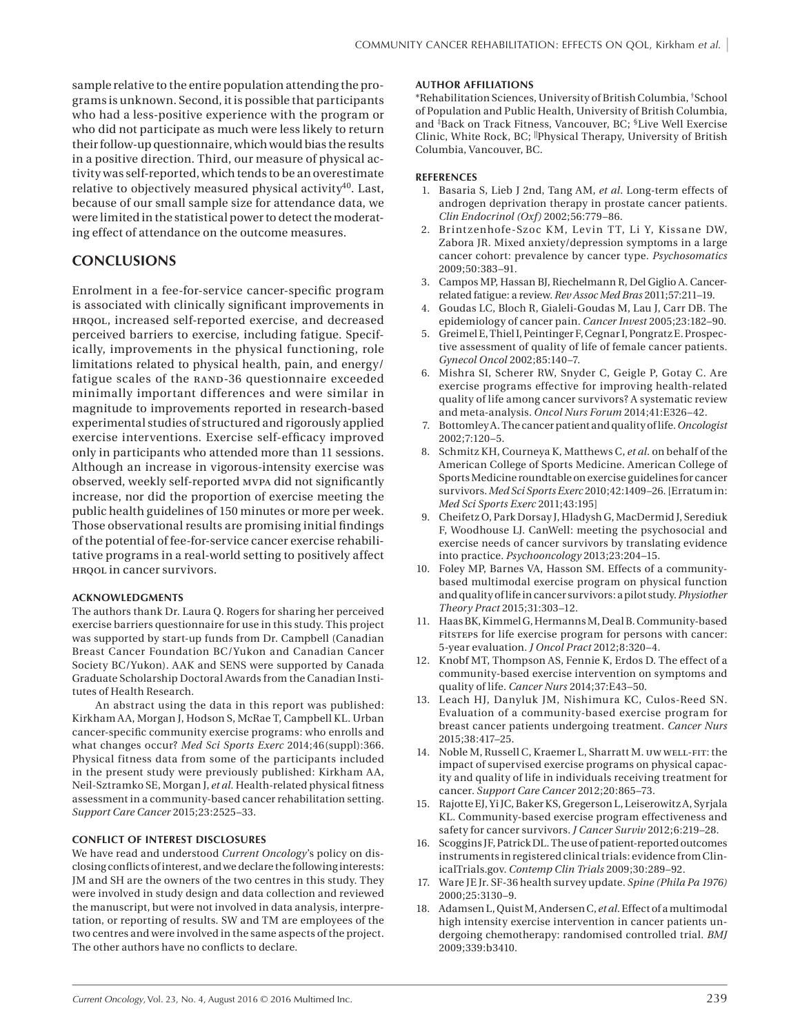sample relative to the entire population attending the programs is unknown. Second, it is possible that participants who had a less-positive experience with the program or who did not participate as much were less likely to return their follow-up questionnaire, which would bias the results in a positive direction. Third, our measure of physical activity was self-reported, which tends to be an overestimate relative to objectively measured physical activity[40]. Last, because of our small sample size for attendance data, we were limited in the statistical power to detect the moderating effect of attendance on the outcome measures.

## CONCLUSIONS

Enrolment in a fee-for-service cancer-specific program is associated with clinically significant improvements in HRQOL, increased self-reported exercise, and decreased perceived barriers to exercise, including fatigue. Specifically, improvements in the physical functioning, role limitations related to physical health, pain, and energy/fatigue scales of the RAND-36 questionnaire exceeded minimally important differences and were similar in magnitude to improvements reported in research-based experimental studies of structured and rigorously applied exercise interventions. Exercise self-efficacy improved only in participants who attended more than 11 sessions. Although an increase in vigorous-intensity exercise was observed, weekly self-reported MVPA did not significantly increase, nor did the proportion of exercise meeting the public health guidelines of 150 minutes or more per week. Those observational results are promising initial findings of the potential of fee-for-service cancer exercise rehabilitative programs in a real-world setting to positively affect HRQOL in cancer survivors.

### ACKNOWLEDGMENTS

The authors thank Dr. Laura Q. Rogers for sharing her perceived exercise barriers questionnaire for use in this study. This project was supported by start-up funds from Dr. Campbell (Canadian Breast Cancer Foundation BC/Yukon and Canadian Cancer Society BC/Yukon). AAK and SENS were supported by Canada Graduate Scholarship Doctoral Awards from the Canadian Institutes of Health Research.

An abstract using the data in this report was published: Kirkham AA, Morgan J, Hodson S, McRae T, Campbell KL. Urban cancer-specific community exercise programs: who enrolls and what changes occur? *Med Sci Sports Exerc* 2014;46(suppl):366. Physical fitness data from some of the participants included in the present study were previously published: Kirkham AA, Neil-Sztramko SE, Morgan J, *et al.* Health-related physical fitness assessment in a community-based cancer rehabilitation setting. *Support Care Cancer* 2015;23:2525–33.

### CONFLICT OF INTEREST DISCLOSURES

We have read and understood *Current Oncology*'s policy on disclosing conflicts of interest, and we declare the following interests: JM and SH are the owners of the two centres in this study. They were involved in study design and data collection and reviewed the manuscript, but were not involved in data analysis, interpretation, or reporting of results. SW and TM are employees of the two centres and were involved in the same aspects of the project. The other authors have no conflicts to declare.

### AUTHOR AFFILIATIONS

*Rehabilitation Sciences, University of British Columbia, †School of Population and Public Health, University of British Columbia, and ‡Back on Track Fitness, Vancouver, BC; §Live Well Exercise Clinic, White Rock, BC; ||Physical Therapy, University of British Columbia, Vancouver, BC.

### REFERENCES

1. Basaria S, Lieb J 2nd, Tang AM, *et al.* Long-term effects of androgen deprivation therapy in prostate cancer patients. *Clin Endocrinol (Oxf)* 2002;56:779–86.
2. Brintzenhofe-Szoc KM, Levin TT, Li Y, Kissane DW, Zabora JR. Mixed anxiety/depression symptoms in a large cancer cohort: prevalence by cancer type. *Psychosomatics* 2009;50:383–91.
3. Campos MP, Hassan BJ, Riechelmann R, Del Giglio A. Cancer-related fatigue: a review. *Rev Assoc Med Bras* 2011;57:211–19.
4. Goudas LC, Bloch R, Gialeli-Goudas M, Lau J, Carr DB. The epidemiology of cancer pain. *Cancer Invest* 2005;23:182–90.
5. Greimel E, Thiel I, Peintinger F, Cegnar I, Pongratz E. Prospective assessment of quality of life of female cancer patients. *Gynecol Oncol* 2002;85:140–7.
6. Mishra SI, Scherer RW, Snyder C, Geigle P, Gotay C. Are exercise programs effective for improving health-related quality of life among cancer survivors? A systematic review and meta-analysis. *Oncol Nurs Forum* 2014;41:E326–42.
7. Bottomley A. The cancer patient and quality of life. *Oncologist* 2002;7:120–5.
8. Schmitz KH, Courneya K, Matthews C, *et al.* on behalf of the American College of Sports Medicine. American College of Sports Medicine roundtable on exercise guidelines for cancer survivors. *Med Sci Sports Exerc* 2010;42:1409–26. [Erratum in: *Med Sci Sports Exerc* 2011;43:195]
9. Cheifetz O, Park Dorsay J, Hladysh G, MacDermid J, Serediuk F, Woodhouse LJ. CanWell: meeting the psychosocial and exercise needs of cancer survivors by translating evidence into practice. *Psychooncology* 2013;23:204–15.
10. Foley MP, Barnes VA, Hasson SM. Effects of a community-based multimodal exercise program on physical function and quality of life in cancer survivors: a pilot study. *Physiother Theory Pract* 2015;31:303–12.
11. Haas BK, Kimmel G, Hermanns M, Deal B. Community-based FITSTEPS for life exercise program for persons with cancer: 5-year evaluation. *J Oncol Pract* 2012;8:320–4.
12. Knobf MT, Thompson AS, Fennie K, Erdos D. The effect of a community-based exercise intervention on symptoms and quality of life. *Cancer Nurs* 2014;37:E43–50.
13. Leach HJ, Danyluk JM, Nishimura KC, Culos-Reed SN. Evaluation of a community-based exercise program for breast cancer patients undergoing treatment. *Cancer Nurs* 2015;38:417–25.
14. Noble M, Russell C, Kraemer L, Sharratt M. UW WELL-FIT: the impact of supervised exercise programs on physical capacity and quality of life in individuals receiving treatment for cancer. *Support Care Cancer* 2012;20:865–73.
15. Rajotte EJ, Yi JC, Baker KS, Gregerson L, Leiserowitz A, Syrjala KL. Community-based exercise program effectiveness and safety for cancer survivors. *J Cancer Surviv* 2012;6:219–28.
16. Scoggins JF, Patrick DL. The use of patient-reported outcomes instruments in registered clinical trials: evidence from ClinicalTrials.gov. *Contemp Clin Trials* 2009;30:289–92.
17. Ware JE Jr. SF-36 health survey update. *Spine (Phila Pa 1976)* 2000;25:3130–9.
18. Adamsen L, Quist M, Andersen C, *et al.* Effect of a multimodal high intensity exercise intervention in cancer patients undergoing chemotherapy: randomised controlled trial. *BMJ* 2009;339:b3410.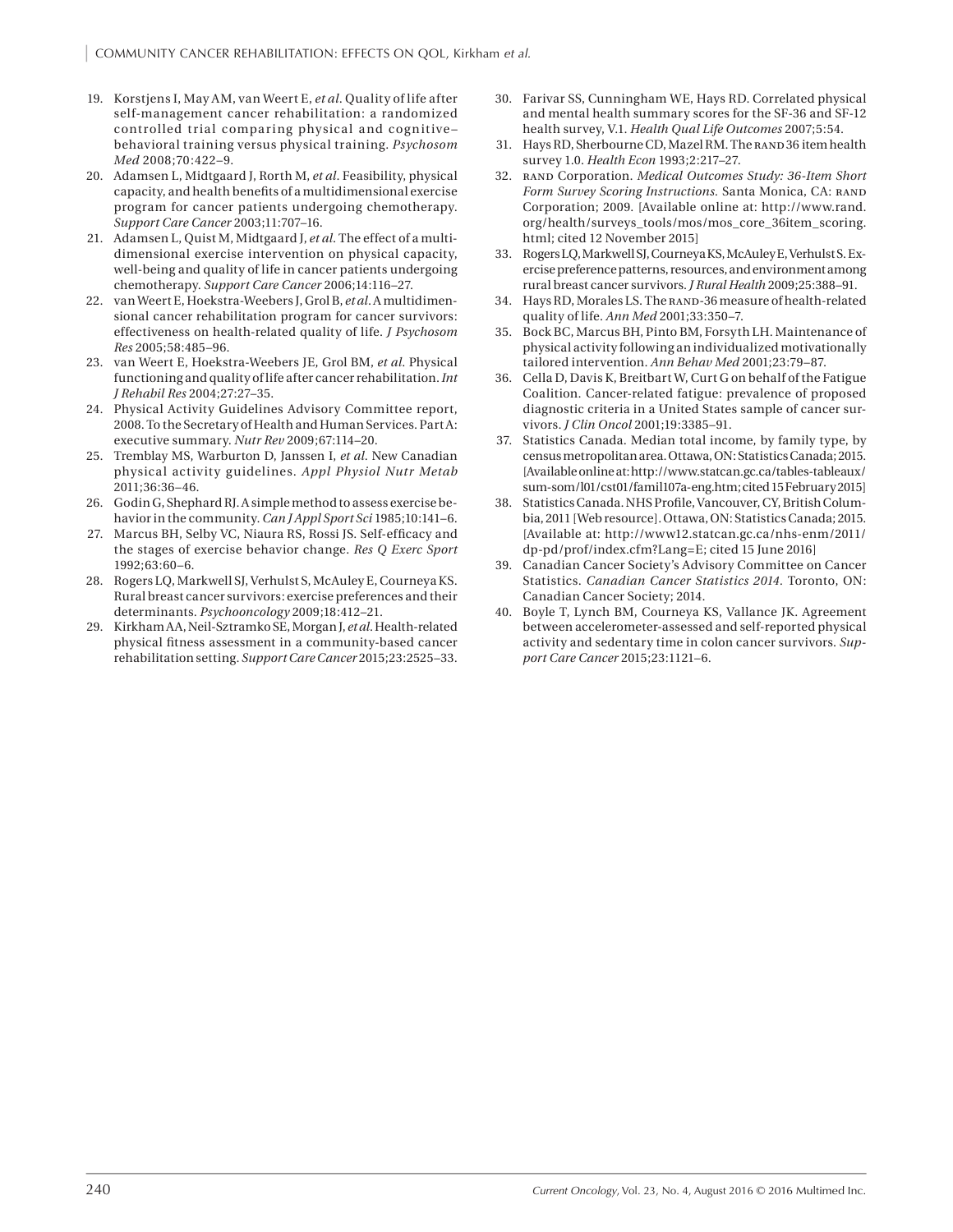19. Korstjens I, May AM, van Weert E, *et al*. Quality of life after self-management cancer rehabilitation: a randomized controlled trial comparing physical and cognitive–behavioral training versus physical training. *Psychosom Med* 2008;70:422–9.
20. Adamsen L, Midtgaard J, Rorth M, *et al*. Feasibility, physical capacity, and health benefits of a multidimensional exercise program for cancer patients undergoing chemotherapy. *Support Care Cancer* 2003;11:707–16.
21. Adamsen L, Quist M, Midtgaard J, *et al*. The effect of a multidimensional exercise intervention on physical capacity, well-being and quality of life in cancer patients undergoing chemotherapy. *Support Care Cancer* 2006;14:116–27.
22. van Weert E, Hoekstra-Weebers J, Grol B, *et al*. A multidimensional cancer rehabilitation program for cancer survivors: effectiveness on health-related quality of life. *J Psychosom Res* 2005;58:485–96.
23. van Weert E, Hoekstra-Weebers JE, Grol BM, *et al*. Physical functioning and quality of life after cancer rehabilitation. *Int J Rehabil Res* 2004;27:27–35.
24. Physical Activity Guidelines Advisory Committee report, 2008. To the Secretary of Health and Human Services. Part A: executive summary. *Nutr Rev* 2009;67:114–20.
25. Tremblay MS, Warburton D, Janssen I, *et al*. New Canadian physical activity guidelines. *Appl Physiol Nutr Metab* 2011;36:36–46.
26. Godin G, Shephard RJ. A simple method to assess exercise behavior in the community. *Can J Appl Sport Sci* 1985;10:141–6.
27. Marcus BH, Selby VC, Niaura RS, Rossi JS. Self-efficacy and the stages of exercise behavior change. *Res Q Exerc Sport* 1992;63:60–6.
28. Rogers LQ, Markwell SJ, Verhulst S, McAuley E, Courneya KS. Rural breast cancer survivors: exercise preferences and their determinants. *Psychooncology* 2009;18:412–21.
29. Kirkham AA, Neil-Sztramko SE, Morgan J, *et al*. Health-related physical fitness assessment in a community-based cancer rehabilitation setting. *Support Care Cancer* 2015;23:2525–33.
30. Farivar SS, Cunningham WE, Hays RD. Correlated physical and mental health summary scores for the SF-36 and SF-12 health survey, V.1. *Health Qual Life Outcomes* 2007;5:54.
31. Hays RD, Sherbourne CD, Mazel RM. The RAND 36 item health survey 1.0. *Health Econ* 1993;2:217–27.
32. RAND Corporation. *Medical Outcomes Study: 36-Item Short Form Survey Scoring Instructions*. Santa Monica, CA: RAND Corporation; 2009. [Available online at: http://www.rand.org/health/surveys_tools/mos/mos_core_36item_scoring.html; cited 12 November 2015]
33. Rogers LQ, Markwell SJ, Courneya KS, McAuley E, Verhulst S. Exercise preference patterns, resources, and environment among rural breast cancer survivors. *J Rural Health* 2009;25:388–91.
34. Hays RD, Morales LS. The RAND-36 measure of health-related quality of life. *Ann Med* 2001;33:350–7.
35. Bock BC, Marcus BH, Pinto BM, Forsyth LH. Maintenance of physical activity following an individualized motivationally tailored intervention. *Ann Behav Med* 2001;23:79–87.
36. Cella D, Davis K, Breitbart W, Curt G on behalf of the Fatigue Coalition. Cancer-related fatigue: prevalence of proposed diagnostic criteria in a United States sample of cancer survivors. *J Clin Oncol* 2001;19:3385–91.
37. Statistics Canada. Median total income, by family type, by census metropolitan area. Ottawa, ON: Statistics Canada; 2015. [Available online at: http://www.statcan.gc.ca/tables-tableaux/sum-som/l01/cst01/famil107a-eng.htm; cited 15 February 2015]
38. Statistics Canada. NHS Profile, Vancouver, CY, British Columbia, 2011 [Web resource]. Ottawa, ON: Statistics Canada; 2015. [Available at: http://www12.statcan.gc.ca/nhs-enm/2011/dp-pd/prof/index.cfm?Lang=E; cited 15 June 2016]
39. Canadian Cancer Society's Advisory Committee on Cancer Statistics. *Canadian Cancer Statistics 2014*. Toronto, ON: Canadian Cancer Society; 2014.
40. Boyle T, Lynch BM, Courneya KS, Vallance JK. Agreement between accelerometer-assessed and self-reported physical activity and sedentary time in colon cancer survivors. *Support Care Cancer* 2015;23:1121–6.